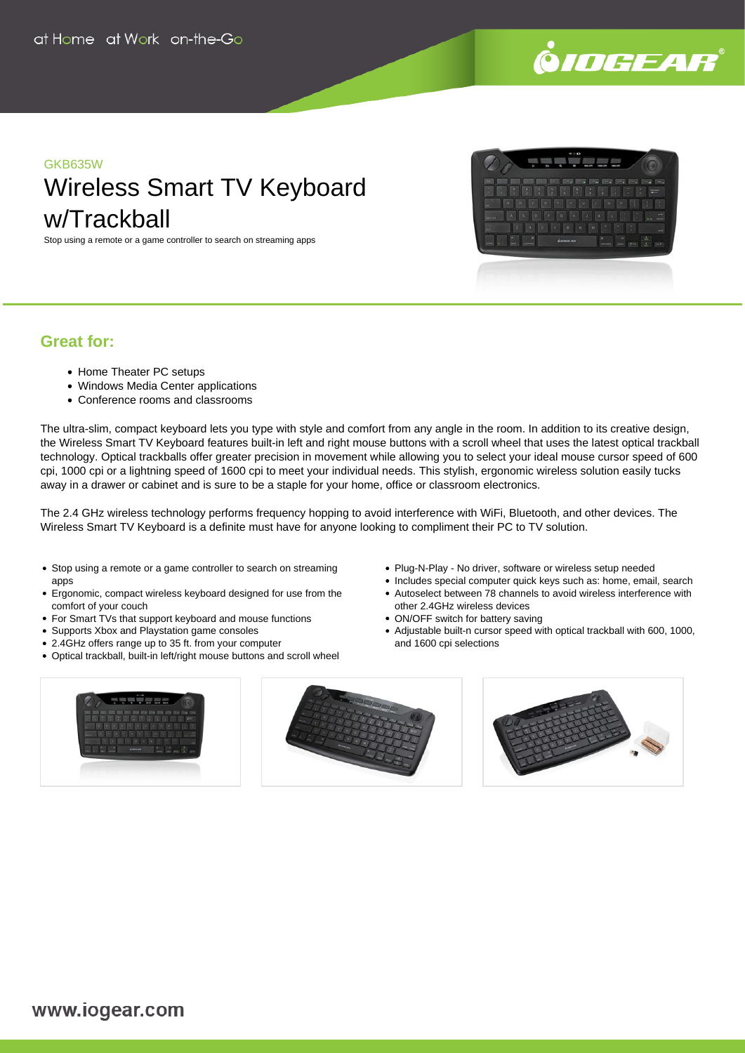at Home at Work on-the-Go

IOGEAR

GKB635W

# Wireless Smart TV Keyboard w/Trackball

Stop using a remote or a game controller to search on streaming apps

## Great for:

- Home Theater PC setups
- Windows Media Center applications
- Conference rooms and classrooms

The ultra-slim, compact keyboard lets you type with style and comfort from any angle in the room. In addition to its creative design, the Wireless Smart TV Keyboard features built-in left and right mouse buttons with a scroll wheel that uses the latest optical trackball technology. Optical trackballs offer greater precision in movement while allowing you to select your ideal mouse cursor speed of 600 cpi, 1000 cpi or a lightning speed of 1600 cpi to meet your individual needs. This stylish, ergonomic wireless solution easily tucks away in a drawer or cabinet and is sure to be a staple for your home, office or classroom electronics.

The 2.4 GHz wireless technology performs frequency hopping to avoid interference with WiFi, Bluetooth, and other devices. The Wireless Smart TV Keyboard is a definite must have for anyone looking to compliment their PC to TV solution.

- Stop using a remote or a game controller to search on streaming apps
- Ergonomic, compact wireless keyboard designed for use from the comfort of your couch
- For Smart TVs that support keyboard and mouse functions
- Supports Xbox and Playstation game consoles
- 2.4GHz offers range up to 35 ft. from your computer
- Optical trackball, built-in left/right mouse buttons and scroll wheel
- Plug-N-Play - No driver, software or wireless setup needed
- Includes special computer quick keys such as: home, email, search
- Autoselect between 78 channels to avoid wireless interference with other 2.4GHz wireless devices
- ON/OFF switch for battery saving
- Adjustable built-n cursor speed with optical trackball with 600, 1000, and 1600 cpi selections

www.iogear.com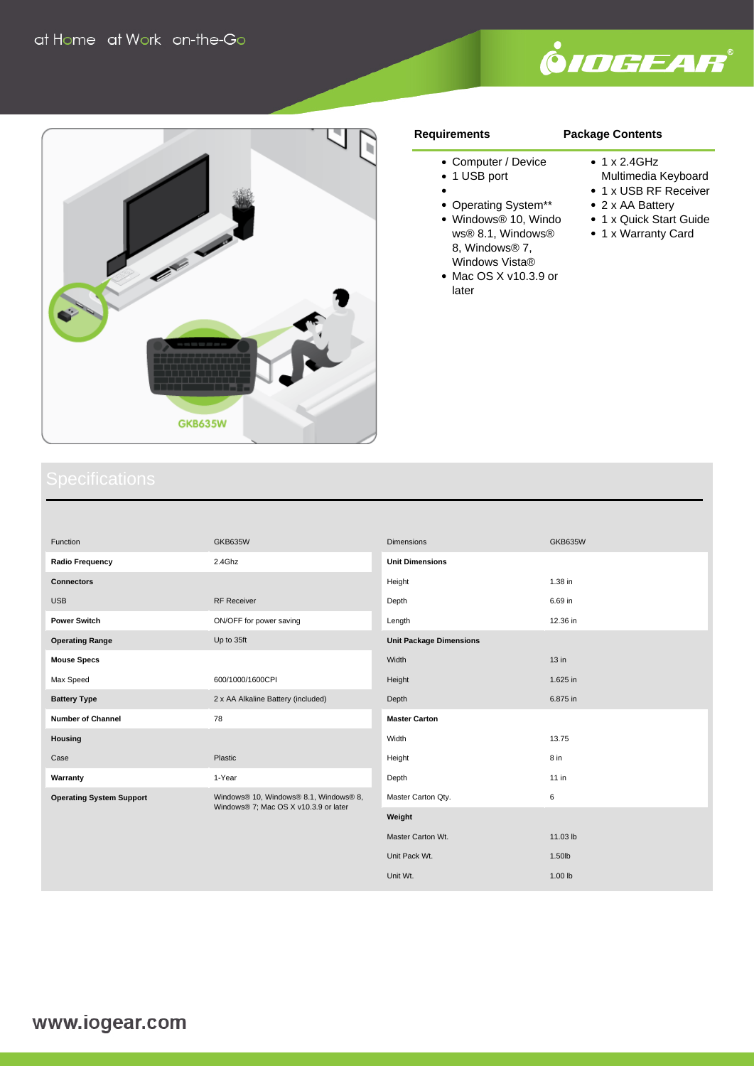at Home at Work on-the-Go

**Requirements**

- Computer / Device
- 1 USB port
- 
- Operating System**
- Windows® 10, Windows® 8.1, Windows® 8, Windows® 7, Windows Vista®
- Mac OS X v10.3.9 or later

**Package Contents**

- 1 x 2.4GHz Multimedia Keyboard
- 1 x USB RF Receiver
- 2 x AA Battery
- 1 x Quick Start Guide
- 1 x Warranty Card

GKB635W

## Specifications

| Function | GKB635W |
|---|---|
| **Radio Frequency** | 2.4Ghz |
| **Connectors** | |
| USB | RF Receiver |
| **Power Switch** | ON/OFF for power saving |
| **Operating Range** | Up to 35ft |
| **Mouse Specs** | |
| Max Speed | 600/1000/1600CPI |
| **Battery Type** | 2 x AA Alkaline Battery (included) |
| **Number of Channel** | 78 |
| **Housing** | |
| Case | Plastic |
| **Warranty** | 1-Year |
| **Operating System Support** | Windows® 10, Windows® 8.1, Windows® 8, Windows® 7; Mac OS X v10.3.9 or later |

| Dimensions | GKB635W |
|---|---|
| **Unit Dimensions** | |
| Height | 1.38 in |
| Depth | 6.69 in |
| Length | 12.36 in |
| **Unit Package Dimensions** | |
| Width | 13 in |
| Height | 1.625 in |
| Depth | 6.875 in |
| **Master Carton** | |
| Width | 13.75 |
| Height | 8 in |
| Depth | 11 in |
| Master Carton Qty. | 6 |
| **Weight** | |
| Master Carton Wt. | 11.03 lb |
| Unit Pack Wt. | 1.50lb |
| Unit Wt. | 1.00 lb |

www.iogear.com